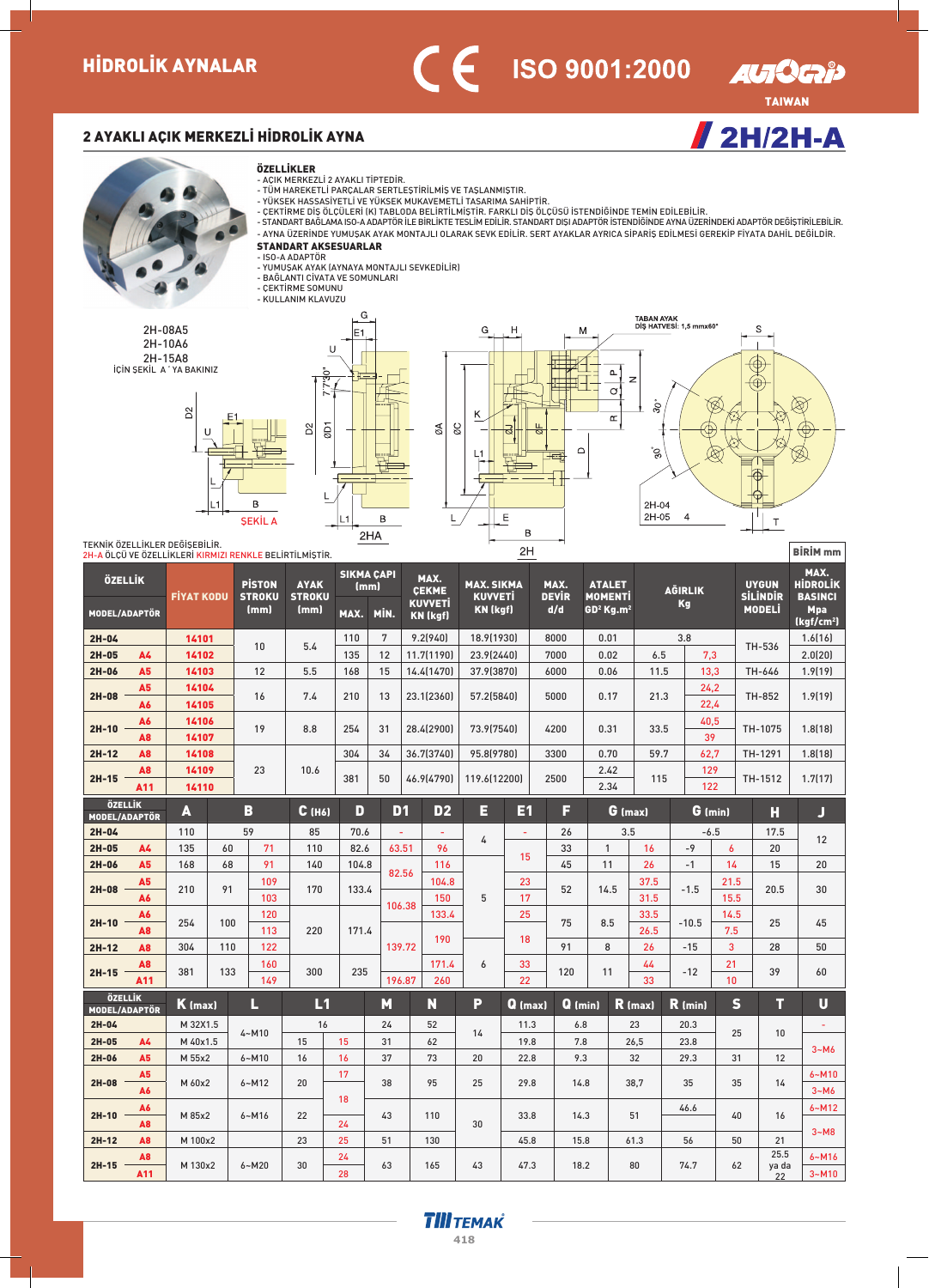# HİDROLİK AYNALAR

CE ISO 9001:2000 AUTOGRIP TAIWAN

## 2 AYAKLI AÇIK MERKEZLİ HİDROLİK AYNA — 2H/2H-A

### ÖZELLİKLER
- AÇIK MERKEZLİ 2 AYAKLI TİPTEDİR.
- TÜM HAREKETLİ PARÇALAR SERTLEŞTİRİLMİŞ VE TAŞLANMIŞTIR.
- YÜKSEK HASSASİYETLİ VE YÜKSEK MUKAVEMETLİ TASARIMA SAHİPTİR.
- ÇEKTİRME DİŞ ÖLÇÜLERİ (K) TABLODA BELİRTİLMİŞTİR. FARKLI DİŞ ÖLÇÜSÜ İSTENDİĞİNDE TEMİN EDİLEBİLİR.
- STANDART BAĞLAMA ISO-A ADAPTÖR İLE BİRLİKTE TESLİM EDİLİR. STANDART DIŞI ADAPTÖR İSTENDİĞİNDE AYNA ÜZERİNDEKİ ADAPTÖR DEĞİŞTİRİLEBİLİR.
- AYNA ÜZERİNDE YUMUŞAK AYAK MONTAJLI OLARAK SEVK EDİLİR. SERT AYAKLAR AYRICA SİPARİŞ EDİLMESİ GEREKİP FİYATA DAHİL DEĞİLDİR.

### STANDART AKSESUARLAR
- ISO-A ADAPTÖR
- YUMUŞAK AYAK (AYNAYA MONTAJLI SEVKEDİLİR)
- BAĞLANTI CIVATA VE SOMUNLARI
- ÇEKTİRME SOMUNU
- KULLANIM KLAVUZU

2H-08A5
2H-10A6
2H-15A8
İÇİN ŞEKİL A'YA BAKINIZ

ŞEKİL A — 2HA — 2H

TABAN AYAK DİŞ HATVESİ: 1,5 mmx60°

2H-04
2H-05 4

TEKNİK ÖZELLİKLER DEĞİŞEBİLİR.
2H-A ÖLÇÜ VE ÖZELLİKLERİ KIRMIZI RENKLE BELİRTİLMİŞTİR.

BİRİM mm

| ÖZELLİK MODEL/ADAPTÖR | | FİYAT KODU | PİSTON STROKU (mm) | AYAK STROKU (mm) | SIKMA ÇAPI (mm) MAX. | MİN. | MAX. ÇEKME KUVVETİ KN (kgf) | MAX. SIKMA KUVVETİ KN (kgf) | MAX. DEVİR d/d | ATALET MOMENTİ GD² Kg.m² | AĞIRLIK Kg | | UYGUN SİLİNDİR MODELİ | MAX. HİDROLİK BASINCI Mpa (kgf/cm²) |
|---|---|---|---|---|---|---|---|---|---|---|---|---|---|---|
| 2H-04 | | 14101 | 10 | 5.4 | 110 | 7 | 9.2(940) | 18.9(1930) | 8000 | 0.01 | 3.8 | | TH-536 | 1.6(16) |
| 2H-05 | A4 | 14102 | | | 135 | 12 | 11.7(1190) | 23.9(2440) | 7000 | 0.02 | 6.5 | 7,3 | | 2.0(20) |
| 2H-06 | A5 | 14103 | 12 | 5.5 | 168 | 15 | 14.4(1470) | 37.9(3870) | 6000 | 0.06 | 11.5 | 13,3 | TH-646 | 1.9(19) |
| 2H-08 | A5 | 14104 | 16 | 7.4 | 210 | 13 | 23.1(2360) | 57.2(5840) | 5000 | 0.17 | 21.3 | 24,2 | TH-852 | 1.9(19) |
| | A6 | 14105 | | | | | | | | | | 22,4 | | |
| 2H-10 | A6 | 14106 | 19 | 8.8 | 254 | 31 | 28.4(2900) | 73.9(7540) | 4200 | 0.31 | 33.5 | 40,5 | TH-1075 | 1.8(18) |
| | A8 | 14107 | | | | | | | | | | 39 | | |
| 2H-12 | A8 | 14108 | 23 | 10.6 | 304 | 34 | 36.7(3740) | 95.8(9780) | 3300 | 0.70 | 59.7 | 62,7 | TH-1291 | 1.8(18) |
| 2H-15 | A8 | 14109 | | | 381 | 50 | 46.9(4790) | 119.6(12200) | 2500 | 2.42 | 115 | 129 | TH-1512 | 1.7(17) |
| | A11 | 14110 | | | | | | | | 2.34 | | 122 | | |

| ÖZELLİK MODEL/ADAPTÖR | | A | B | | C (H6) | D | D1 | D2 | E | E1 | F | G (max) | | G (min) | | H | J |
|---|---|---|---|---|---|---|---|---|---|---|---|---|---|---|---|---|---|
| 2H-04 | | 110 | 59 | | 85 | 70.6 | - | - | 4 | - | 26 | 3.5 | | -6.5 | | 17.5 | 12 |
| 2H-05 | A4 | 135 | 60 | 71 | 110 | 82.6 | 63.51 | 96 | | 15 | 33 | 1 | 16 | -9 | 6 | 20 | |
| 2H-06 | A5 | 168 | 68 | 91 | 140 | 104.8 | 82.56 | 116 | 5 | | 45 | 11 | 26 | -1 | 14 | 15 | 20 |
| 2H-08 | A5 | 210 | 91 | 109 | 170 | 133.4 | | 104.8 | | 23 | 52 | 14.5 | 37.5 | -1.5 | 21.5 | 20.5 | 30 |
| | A6 | | | 103 | | | 106.38 | 150 | | 17 | | | 31.5 | | 15.5 | | |
| 2H-10 | A6 | 254 | 100 | 120 | 220 | 171.4 | | 133.4 | | 25 | 75 | 8.5 | 33.5 | -10.5 | 14.5 | 25 | 45 |
| | A8 | | | 113 | | | | 190 | | 18 | | | 26.5 | | 7.5 | | |
| 2H-12 | A8 | 304 | 110 | 122 | | | 139.72 | | | | 91 | 8 | 26 | -15 | 3 | 28 | 50 |
| 2H-15 | A8 | 381 | 133 | 160 | 300 | 235 | | 171.4 | 6 | 33 | 120 | 11 | 44 | -12 | 21 | 39 | 60 |
| | A11 | | | 149 | | | 196.87 | 260 | | 22 | | | 33 | | 10 | | |

| ÖZELLİK MODEL/ADAPTÖR | | K (max) | L | L1 | | M | N | P | Q (max) | Q (min) | R (max) | R (min) | S | T | U |
|---|---|---|---|---|---|---|---|---|---|---|---|---|---|---|---|
| 2H-04 | | M 32X1.5 | 4~M10 | 16 | | 24 | 52 | 14 | 11.3 | 6.8 | 23 | 20.3 | 25 | 10 | - |
| 2H-05 | A4 | M 40x1.5 | | 15 | 15 | 31 | 62 | | 19.8 | 7.8 | 26,5 | 23.8 | | | 3~M6 |
| 2H-06 | A5 | M 55x2 | 6~M10 | 16 | 16 | 37 | 73 | 20 | 22.8 | 9.3 | 32 | 29.3 | 31 | 12 | |
| 2H-08 | A5 | M 60x2 | 6~M12 | 20 | 17 | 38 | 95 | 25 | 29.8 | 14.8 | 38,7 | 35 | 35 | 14 | 6~M10 |
| | A6 | | | | 18 | | | | | | | | | | 3~M6 |
| 2H-10 | A6 | M 85x2 | 6~M16 | 22 | | 43 | 110 | 30 | 33.8 | 14.3 | 51 | 46.6 | 40 | 16 | 6~M12 |
| | A8 | | | | 24 | | | | | | | | | | 3~M8 |
| 2H-12 | A8 | M 100x2 | | 23 | 25 | 51 | 130 | | 45.8 | 15.8 | 61.3 | 56 | 50 | 21 | |
| 2H-15 | A8 | M 130x2 | 6~M20 | 30 | 24 | 63 | 165 | 43 | 47.3 | 18.2 | 80 | 74.7 | 62 | 25.5 ya da 22 | 6~M16 |
| | A11 | | | | 28 | | | | | | | | | | 3~M10 |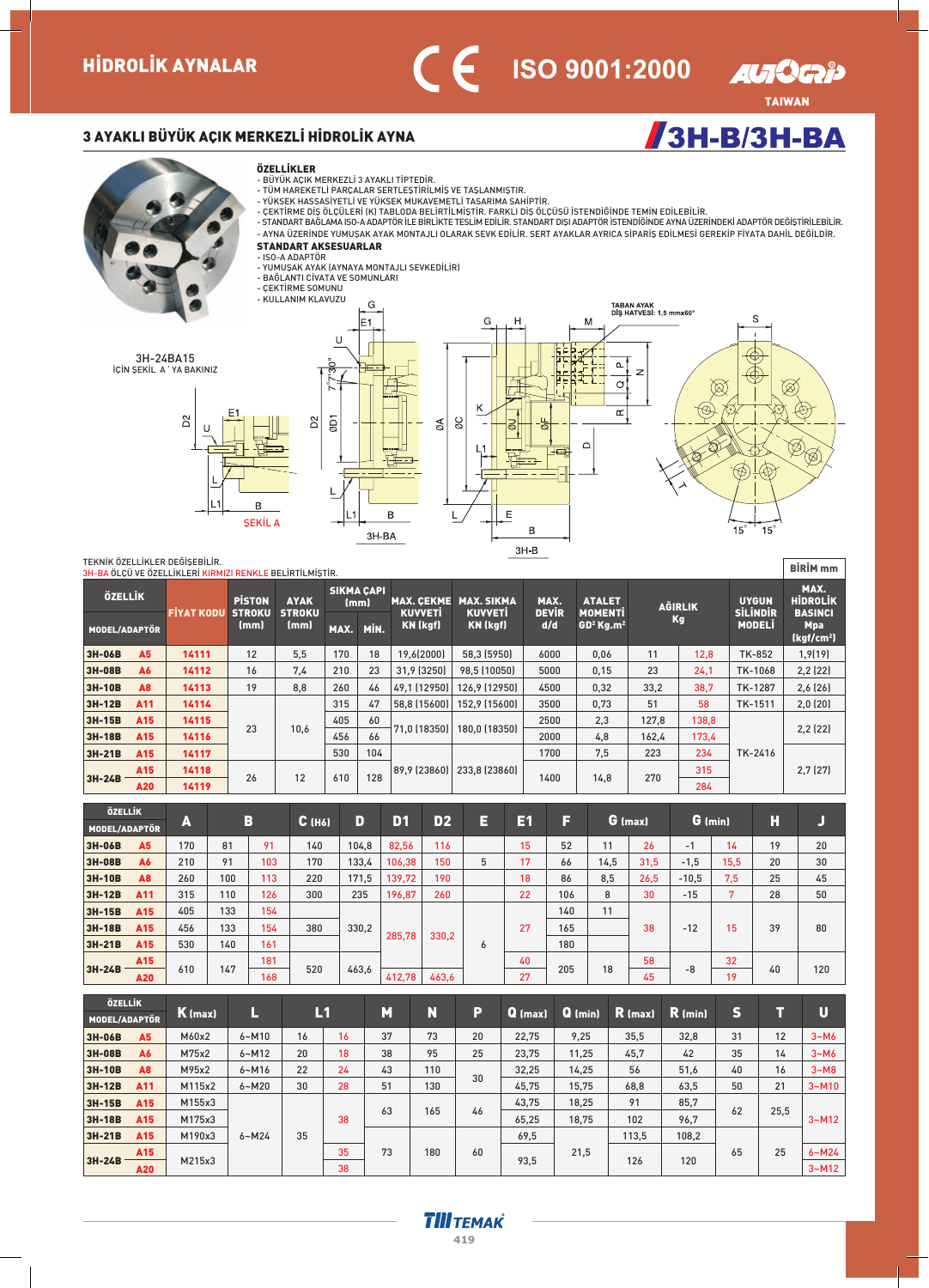# HİDROLİK AYNALAR

CE ISO 9001:2000 AUTOGRIP TAIWAN

## 3 AYAKLI BÜYÜK AÇIK MERKEZLİ HİDROLİK AYNA

## 3H-B/3H-BA

**ÖZELLİKLER**
- BÜYÜK AÇIK MERKEZLİ 3 AYAKLI TİPTEDİR.
- TÜM HAREKETLİ PARÇALAR SERTLEŞTİRİLMİŞ VE TAŞLANMIŞTIR.
- YÜKSEK HASSASİYETLİ VE YÜKSEK MUKAVEMETLİ TASARIMA SAHİPTİR.
- ÇEKTİRME DİŞ ÖLÇÜLERİ (K) TABLODA BELİRTİLMİŞTİR. FARKLI DİŞ ÖLÇÜSÜ İSTENDİĞİNDE TEMİN EDİLEBİLİR.
- STANDART BAĞLAMA ISO-A ADAPTÖR İLE BİRLİKTE TESLİM EDİLİR. STANDART DIŞI ADAPTÖR İSTENDİĞİNDE AYNA ÜZERİNDEKİ ADAPTÖR DEĞİŞTİRİLEBİLİR.
- AYNA ÜZERİNDE YUMUŞAK AYAK MONTAJLI OLARAK SEVK EDİLİR. SERT AYAKLAR AYRICA SİPARİŞ EDİLMESİ GEREKİP FİYATA DAHİL DEĞİLDİR.

**STANDART AKSESUARLAR**
- ISO-A ADAPTÖR
- YUMUŞAK AYAK (AYNAYA MONTAJLI SEVKEDİLİR)
- BAĞLANTI CIVATA VE SOMUNLARI
- ÇEKTİRME SOMUNU
- KULLANIM KLAVUZU

3H-24BA15 İÇİN ŞEKİL A ' YA BAKINIZ

ŞEKİL A — 3H-BA — 3H-B

TABAN AYAK DİŞ HATVESİ: 1,5 mmx60°

TEKNİK ÖZELLİKLER DEĞİŞEBİLİR.
3H-BA ÖLÇÜ VE ÖZELLİKLERİ KIRMIZI RENKLE BELİRTİLMİŞTİR.

BİRİM mm

| ÖZELLİK MODEL/ADAPTÖR | | FİYAT KODU | PİSTON STROKU (mm) | AYAK STROKU (mm) | SIKMA ÇAPI (mm) MAX. | MİN. | MAX. ÇEKME KUVVETİ KN (kgf) | MAX. SIKMA KUVVETİ KN (kgf) | MAX. DEVİR d/d | ATALET MOMENTİ GD² Kg.m² | AĞIRLIK Kg | | UYGUN SİLİNDİR MODELİ | MAX. HİDROLİK BASINCI Mpa (kgf/cm²) |
|---|---|---|---|---|---|---|---|---|---|---|---|---|---|---|
| 3H-06B | A5 | 14111 | 12 | 5,5 | 170 | 18 | 19,6(2000) | 58,3 (5950) | 6000 | 0,06 | 11 | 12,8 | TK-852 | 1,9(19) |
| 3H-08B | A6 | 14112 | 16 | 7,4 | 210 | 23 | 31,9 (3250) | 98,5 (10050) | 5000 | 0,15 | 23 | 24,1 | TK-1068 | 2,2 (22) |
| 3H-10B | A8 | 14113 | 19 | 8,8 | 260 | 46 | 49,1 (12950) | 126,9 (12950) | 4500 | 0,32 | 33,2 | 38,7 | TK-1287 | 2,6 (26) |
| 3H-12B | A11 | 14114 | 23 | 10,6 | 315 | 47 | 58,8 (15600) | 152,9 (15600) | 3500 | 0,73 | 51 | 58 | TK-1511 | 2,0 (20) |
| 3H-15B | A15 | 14115 | 23 | 10,6 | 405 | 60 | 71,0 (18350) | 180,0 (18350) | 2500 | 2,3 | 127,8 | 138,8 | TK-2416 | 2,2 (22) |
| 3H-18B | A15 | 14116 | 23 | 10,6 | 456 | 66 | 71,0 (18350) | 180,0 (18350) | 2000 | 4,8 | 162,4 | 173,4 | TK-2416 | 2,2 (22) |
| 3H-21B | A15 | 14117 | 23 | 10,6 | 530 | 104 | 89,9 (23860) | 233,8 (23860) | 1700 | 7,5 | 223 | 234 | TK-2416 | 2,7 (27) |
| 3H-24B | A15 | 14118 | 26 | 12 | 610 | 128 | 89,9 (23860) | 233,8 (23860) | 1400 | 14,8 | 270 | 315 | TK-2416 | 2,7 (27) |
| 3H-24B | A20 | 14119 | 26 | 12 | 610 | 128 | 89,9 (23860) | 233,8 (23860) | 1400 | 14,8 | 270 | 284 | TK-2416 | 2,7 (27) |

| ÖZELLİK MODEL/ADAPTÖR | | A | B | | C (H6) | D | D1 | D2 | E | E1 | F | G (max) | | G (min) | | H | J |
|---|---|---|---|---|---|---|---|---|---|---|---|---|---|---|---|---|---|
| 3H-06B | A5 | 170 | 81 | 91 | 140 | 104,8 | 82,56 | 116 | 5 | 15 | 52 | 11 | 26 | -1 | 14 | 19 | 20 |
| 3H-08B | A6 | 210 | 91 | 103 | 170 | 133,4 | 106,38 | 150 | 5 | 17 | 66 | 14,5 | 31,5 | -1,5 | 15,5 | 20 | 30 |
| 3H-10B | A8 | 260 | 100 | 113 | 220 | 171,5 | 139,72 | 190 | 5 | 18 | 86 | 8,5 | 26,5 | -10,5 | 7,5 | 25 | 45 |
| 3H-12B | A11 | 315 | 110 | 126 | 300 | 235 | 196,87 | 260 | 5 | 22 | 106 | 8 | 30 | -15 | 7 | 28 | 50 |
| 3H-15B | A15 | 405 | 133 | 154 | 380 | 330,2 | 285,78 | 330,2 | 6 | 27 | 140 | 11 | 38 | -12 | 15 | 39 | 80 |
| 3H-18B | A15 | 456 | 133 | 154 | 380 | 330,2 | 285,78 | 330,2 | 6 | 27 | 165 | | 38 | -12 | 15 | 39 | 80 |
| 3H-21B | A15 | 530 | 140 | 161 | 380 | 330,2 | 285,78 | 330,2 | 6 | 27 | 180 | | 38 | -12 | 15 | 39 | 80 |
| 3H-24B | A15 | 610 | 147 | 181 | 520 | 463,6 | | | 6 | 40 | 205 | 18 | 58 | -8 | 32 | 40 | 120 |
| 3H-24B | A20 | 610 | 147 | 168 | 520 | 463,6 | 412,78 | 463,6 | 6 | 27 | 205 | 18 | 45 | -8 | 19 | 40 | 120 |

| ÖZELLİK MODEL/ADAPTÖR | | K (max) | L | L1 | | M | N | P | Q (max) | Q (min) | R (max) | R (min) | S | T | U |
|---|---|---|---|---|---|---|---|---|---|---|---|---|---|---|---|
| 3H-06B | A5 | M60x2 | 6~M10 | 16 | 16 | 37 | 73 | 20 | 22,75 | 9,25 | 35,5 | 32,8 | 31 | 12 | 3~M6 |
| 3H-08B | A6 | M75x2 | 6~M12 | 20 | 18 | 38 | 95 | 25 | 23,75 | 11,25 | 45,7 | 42 | 35 | 14 | 3~M6 |
| 3H-10B | A8 | M95x2 | 6~M16 | 22 | 24 | 43 | 110 | 30 | 32,25 | 14,25 | 56 | 51,6 | 40 | 16 | 3~M8 |
| 3H-12B | A11 | M115x2 | 6~M20 | 30 | 28 | 51 | 130 | 30 | 45,75 | 15,75 | 68,8 | 63,5 | 50 | 21 | 3~M10 |
| 3H-15B | A15 | M155x3 | 6~M24 | 35 | 38 | 63 | 165 | 46 | 43,75 | 18,25 | 91 | 85,7 | 62 | 25,5 | 3~M12 |
| 3H-18B | A15 | M175x3 | 6~M24 | 35 | 38 | 63 | 165 | 46 | 65,25 | 18,75 | 102 | 96,7 | 62 | 25,5 | 3~M12 |
| 3H-21B | A15 | M190x3 | 6~M24 | 35 | 38 | 73 | 180 | 60 | 69,5 | 21,5 | 113,5 | 108,2 | 62 | 25,5 | 3~M12 |
| 3H-24B | A15 | M215x3 | 6~M24 | 35 | 35 | 73 | 180 | 60 | 93,5 | 21,5 | 126 | 120 | 65 | 25 | 6~M24 |
| 3H-24B | A20 | M215x3 | 6~M24 | 35 | 38 | 73 | 180 | 60 | 93,5 | 21,5 | 126 | 120 | 65 | 25 | 3~M12 |

TEMAK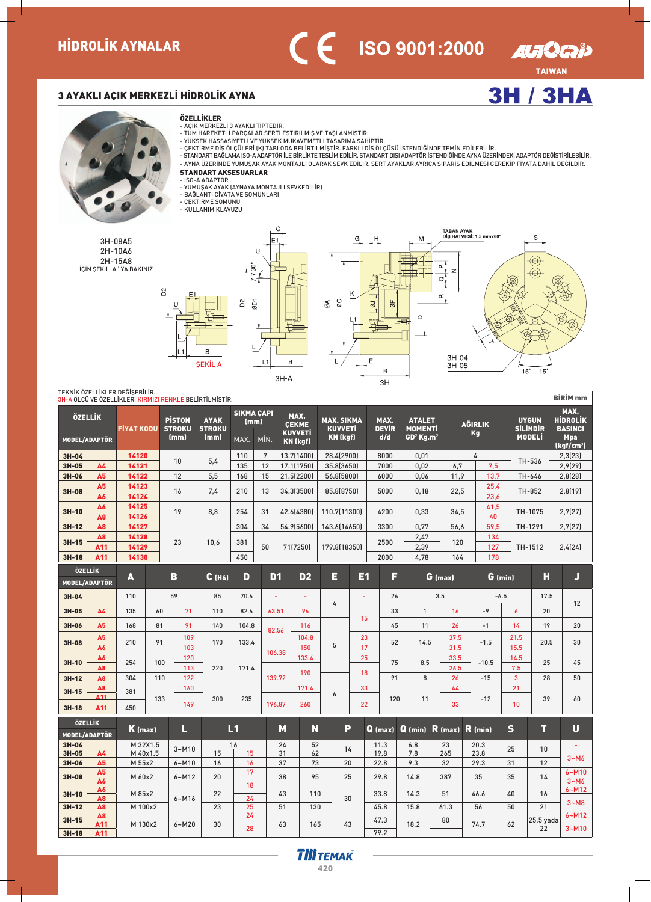# HİDROLİK AYNALAR

CE ISO 9001:2000 AUTOGRIP TAIWAN

## 3 AYAKLI AÇIK MERKEZLİ HİDROLİK AYNA

# 3H / 3HA

**ÖZELLİKLER**

- AÇIK MERKEZLİ 3 AYAKLI TİPTEDİR.
- TÜM HAREKETLİ PARÇALAR SERTLEŞTİRİLMİŞ VE TAŞLANMIŞTIR.
- YÜKSEK HASSASİYETLİ VE YÜKSEK MUKAVEMETLİ TASARIMA SAHİPTİR.
- ÇEKTİRME DIŞ ÖLÇÜLERİ (K) TABLODA BELİRTİLMİŞTİR. FARKLI DIŞ ÖLÇÜSÜ İSTENDİĞİNDE TEMİN EDİLEBİLİR.
- STANDART BAĞLAMA ISO-A ADAPTÖR İLE BİRLİKTE TESLİM EDİLİR. STANDART DIŞI ADAPTÖR İSTENDİĞİNDE AYNA ÜZERİNDEKİ ADAPTÖR DEĞİŞTİRİLEBİLİR.
- AYNA ÜZERİNDE YUMUŞAK AYAK MONTAJLI OLARAK SEVK EDİLİR. SERT AYAKLAR AYRICA SİPARİŞ EDİLMESİ GEREKİP FİYATA DAHİL DEĞİLDİR.

**STANDART AKSESUARLAR**

- ISO-A ADAPTÖR
- YUMUŞAK AYAK (AYNAYA MONTAJLI SEVKEDİLİR)
- BAĞLANTI CİVATA VE SOMUNLARI
- ÇEKTİRME SOMUNU
- KULLANIM KLAVUZU

3H-08A5
2H-10A6
2H-15A8
İÇİN ŞEKİL A 'YA BAKINIZ

ŞEKİL A — 3H-A — 3H — 3H-04 3H-05

TABAN AYAK DIŞ HATVESİ: 1,5 mmx60°

TEKNİK ÖZELLİKLER DEĞİŞEBİLİR.
3H-A ÖLÇÜ VE ÖZELLİKLERİ KIRMIZI RENKLE BELİRTİLMİŞTİR.

BİRİM mm

| ÖZELLİK MODEL/ADAPTÖR | | FİYAT KODU | PİSTON STROKU (mm) | AYAK STROKU (mm) | SIKMA ÇAPI (mm) MAX. | SIKMA ÇAPI (mm) MİN. | MAX. ÇEKME KUVVETİ KN (kgf) | MAX. SIKMA KUVVETİ KN (kgf) | MAX. DEVİR d/d | ATALET MOMENTİ GD² Kg.m² | AĞIRLIK Kg | | UYGUN SİLİNDİR MODELİ | MAX. HİDROLİK BASINCI Mpa (kgf/cm²) |
|---|---|---|---|---|---|---|---|---|---|---|---|---|---|---|
| 3H-04 | | 14120 | 10 | 5,4 | 110 | 7 | 13.7(1400) | 28.4(2900) | 8000 | 0,01 | 4 | | TH-536 | 2,3(23) |
| 3H-05 | A4 | 14121 | | | 135 | 12 | 17.1(1750) | 35.8(3650) | 7000 | 0,02 | 6,7 | 7,5 | | 2,9(29) |
| 3H-06 | A5 | 14122 | 12 | 5,5 | 168 | 15 | 21.5(2200) | 56.8(5800) | 6000 | 0,06 | 11,9 | 13,7 | TH-646 | 2,8(28) |
| 3H-08 | A5 | 14123 | 16 | 7,4 | 210 | 13 | 34.3(3500) | 85.8(8750) | 5000 | 0,18 | 22,5 | 25,4 | TH-852 | 2,8(19) |
| | A6 | 14124 | | | | | | | | | | 23,6 | | |
| 3H-10 | A6 | 14125 | 19 | 8,8 | 254 | 31 | 42.6(4380) | 110.7(11300) | 4200 | 0,33 | 34,5 | 41,5 | TH-1075 | 2,7(27) |
| | A8 | 14126 | | | | | | | | | | 40 | | |
| 3H-12 | A8 | 14127 | 23 | 10,6 | 304 | 34 | 54.9(5600) | 143.6(14650) | 3300 | 0,77 | 56,6 | 59,5 | TH-1291 | 2,7(27) |
| 3H-15 | A8 | 14128 | | | 381 | 50 | 71(7250) | 179.8(18350) | 2500 | 2,47 | 120 | 134 | TH-1512 | 2,4(24) |
| | A11 | 14129 | | | | | | | | 2,39 | | 127 | | |
| 3H-18 | A11 | 14130 | | | 450 | | | | 2000 | 4,78 | 164 | 178 | | |

| ÖZELLİK MODEL/ADAPTÖR | | A | B | | C (H6) | D | D1 | D2 | E | E1 | F | G (max) | | G (min) | | H | J |
|---|---|---|---|---|---|---|---|---|---|---|---|---|---|---|---|---|---|
| 3H-04 | | 110 | 59 | | 85 | 70.6 | - | - | 4 | - | 26 | 3.5 | | -6.5 | | 17.5 | 12 |
| 3H-05 | A4 | 135 | 60 | 71 | 110 | 82.6 | 63.51 | 96 | | 15 | 33 | 1 | 16 | -9 | 6 | 20 | |
| 3H-06 | A5 | 168 | 81 | 91 | 140 | 104.8 | 82.56 | 116 | 5 | | 45 | 11 | 26 | -1 | 14 | 19 | 20 |
| 3H-08 | A5 | 210 | 91 | 109 | 170 | 133.4 | | 104.8 | | 23 | 52 | 14.5 | 37.5 | -1.5 | 21.5 | 20.5 | 30 |
| | A6 | | | 103 | | | 106.38 | 150 | | 17 | | | 31.5 | | 15.5 | | |
| 3H-10 | A6 | 254 | 100 | 120 | 220 | 171.4 | | 133.4 | | 25 | 75 | 8.5 | 33.5 | -10.5 | 14.5 | 25 | 45 |
| | A8 | | | 113 | | | 139.72 | 190 | | 18 | | | 26.5 | | 7.5 | | |
| 3H-12 | A8 | 304 | 110 | 122 | | | | | | | 91 | 8 | 26 | -15 | 3 | 28 | 50 |
| 3H-15 | A8 | 381 | 133 | 160 | 300 | 235 | | 171.4 | 6 | 33 | 120 | 11 | 44 | -12 | 21 | 39 | 60 |
| | A11 | | | 149 | | | 196.87 | 260 | | 22 | | | 33 | | 10 | | |
| 3H-18 | A11 | 450 | | | | | | | | | | | | | | | |

| ÖZELLİK MODEL/ADAPTÖR | | K (max) | L | L1 | | M | N | P | Q (max) | Q (min) | R (max) | R (min) | S | T | U |
|---|---|---|---|---|---|---|---|---|---|---|---|---|---|---|---|
| 3H-04 | | M 32X1.5 | 3~M10 | 16 | | 24 | 52 | 14 | 11.3 | 6.8 | 23 | 20.3 | 25 | 10 | - |
| 3H-05 | A4 | M 40x1.5 | | 15 | 15 | 31 | 62 | | 19.8 | 7.8 | 265 | 23.8 | | | 3~M6 |
| 3H-06 | A5 | M 55x2 | 6~M10 | 16 | 16 | 37 | 73 | 20 | 22.8 | 9.3 | 32 | 29.3 | 31 | 12 | |
| 3H-08 | A5 | M 60x2 | 6~M12 | 20 | 17 | 38 | 95 | 25 | 29.8 | 14.8 | 387 | 35 | 35 | 14 | 6~M10 |
| | A6 | | | | 18 | | | | | | | | | | 3~M6 |
| 3H-10 | A6 | M 85x2 | 6~M16 | 22 | | 43 | 110 | 30 | 33.8 | 14.3 | 51 | 46.6 | 40 | 16 | 6~M12 |
| | A8 | | | | 24 | | | | | | | | | | 3~M8 |
| 3H-12 | A8 | M 100x2 | | 23 | 25 | 51 | 130 | | 45.8 | 15.8 | 61.3 | 56 | 50 | 21 | |
| 3H-15 | A8 | M 130x2 | 6~M20 | 30 | 24 | 63 | 165 | 43 | 47.3 | 18.2 | 80 | 74.7 | 62 | 25.5 yada 22 | 6~M12 |
| | A11 | | | | 28 | | | | | | | | | | 3~M10 |
| 3H-18 | A11 | | | | | | | | 79.2 | | | | | | |

TEMAK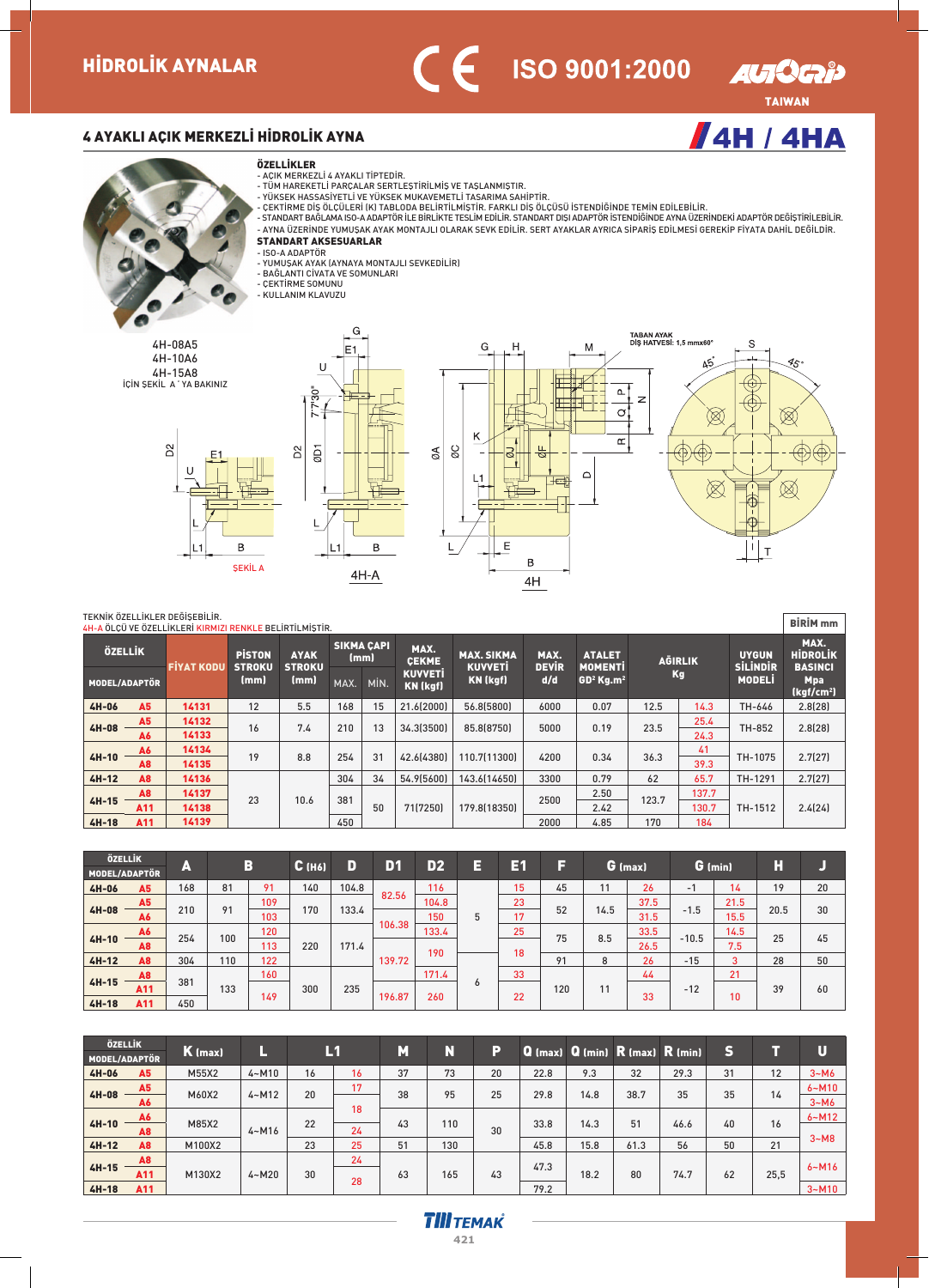# HİDROLİK AYNALAR

CE ISO 9001:2000 — AUTOGRIP TAIWAN

## 4 AYAKLI AÇIK MERKEZLİ HİDROLİK AYNA

## 4H / 4HA

**ÖZELLİKLER**
- AÇIK MERKEZLİ 4 AYAKLI TİPTEDİR.
- TÜM HAREKETLİ PARÇALAR SERTLEŞTİRİLMİŞ VE TAŞLANMIŞTIR.
- YÜKSEK HASSASİYETLİ VE YÜKSEK MUKAVEMETLİ TASARIMA SAHİPTİR.
- ÇEKTİRME DIŞ ÖLÇÜLERİ (K) TABLODA BELİRTİLMİŞTİR. FARKLI DIŞ ÖLÇÜSÜ İSTENDİĞİNDE TEMİN EDİLEBİLİR.
- STANDART BAĞLAMA ISO-A ADAPTÖR İLE BİRLİKTE TESLİM EDİLİR. STANDART DIŞI ADAPTÖR İSTENDİĞİNDE AYNA ÜZERİNDEKİ ADAPTÖR DEĞİŞTİRİLEBİLİR.
- AYNA ÜZERİNDE YUMUŞAK AYAK MONTAJLI OLARAK SEVK EDİLİR. SERT AYAKLAR AYRICA SİPARİŞ EDİLMESİ GEREKİP FİYATA DAHİL DEĞİLDİR.

**STANDART AKSESUARLAR**
- ISO-A ADAPTÖR
- YUMUŞAK AYAK (AYNAYA MONTAJLI SEVKEDİLİR)
- BAĞLANTI CIVATA VE SOMUNLARI
- ÇEKTİRME SOMUNU
- KULLANIM KLAVUZU

4H-08A5
4H-10A6
4H-15A8
İÇİN ŞEKİL A ' YA BAKINIZ

ŞEKİL A — 4H-A — 4H

TABAN AYAK DIŞ HATVESİ: 1,5 mmx60°

TEKNİK ÖZELLİKLER DEĞİŞEBİLİR.
4H-A ÖLÇÜ VE ÖZELLİKLERİ KIRMIZI RENKLE BELİRTİLMİŞTİR.

BİRİM mm

| MODEL | ADAPTÖR | FİYAT KODU | PİSTON STROKU (mm) | AYAK STROKU (mm) | SIKMA ÇAPI MAX. | SIKMA ÇAPI MİN. | MAX. ÇEKME KUVVETİ KN (kgf) | MAX. SIKMA KUVVETİ KN (kgf) | MAX. DEVİR d/d | ATALET MOMENTİ GD² Kg.m² | AĞIRLIK Kg | AĞIRLIK Kg (4H-A) | UYGUN SİLİNDİR MODELİ | MAX. HİDROLİK BASINCI Mpa (kgf/cm²) |
|---|---|---|---|---|---|---|---|---|---|---|---|---|---|---|
| 4H-06 | A5 | 14131 | 12 | 5.5 | 168 | 15 | 21.6(2000) | 56.8(5800) | 6000 | 0.07 | 12.5 | 14.3 | TH-646 | 2.8(28) |
| 4H-08 | A5 | 14132 | 16 | 7.4 | 210 | 13 | 34.3(3500) | 85.8(8750) | 5000 | 0.19 | 23.5 | 25.4 | TH-852 | 2.8(28) |
| | A6 | 14133 | | | | | | | | | | 24.3 | | |
| 4H-10 | A6 | 14134 | 19 | 8.8 | 254 | 31 | 42.6(4380) | 110.7(11300) | 4200 | 0.34 | 36.3 | 41 | TH-1075 | 2.7(27) |
| | A8 | 14135 | | | | | | | | | | 39.3 | | |
| 4H-12 | A8 | 14136 | 23 | 10.6 | 304 | 34 | 54.9(5600) | 143.6(14650) | 3300 | 0.79 | 62 | 65.7 | TH-1291 | 2.7(27) |
| 4H-15 | A8 | 14137 | | | 381 | 50 | 71(7250) | 179.8(18350) | 2500 | 2.50 | 123.7 | 137.7 | TH-1512 | 2.4(24) |
| | A11 | 14138 | | | | | | | | 2.42 | | 130.7 | | |
| 4H-18 | A11 | 14139 | | | 450 | | | | 2000 | 4.85 | 170 | 184 | | |

| MODEL | ADAPTÖR | A | B | B (4H-A) | C (H6) | D | D1 | D2 | E | E1 | F | G (max) | G (max) (4H-A) | G (min) | G (min) (4H-A) | H | J |
|---|---|---|---|---|---|---|---|---|---|---|---|---|---|---|---|---|---|
| 4H-06 | A5 | 168 | 81 | 91 | 140 | 104.8 | 82.56 | 116 | 5 | 15 | 45 | 11 | 26 | -1 | 14 | 19 | 20 |
| 4H-08 | A5 | 210 | 91 | 109 | 170 | 133.4 | 82.56 | 104.8 | 5 | 23 | 52 | 14.5 | 37.5 | -1.5 | 21.5 | 20.5 | 30 |
| | A6 | | | 103 | | | 106.38 | 150 | | 17 | | | 31.5 | | 15.5 | | |
| 4H-10 | A6 | 254 | 100 | 120 | 220 | 171.4 | 106.38 | 133.4 | 5 | 25 | 75 | 8.5 | 33.5 | -10.5 | 14.5 | 25 | 45 |
| | A8 | | | 113 | | | 139.72 | 190 | | 18 | | | 26.5 | | 7.5 | | |
| 4H-12 | A8 | 304 | 110 | 122 | 220 | 171.4 | 139.72 | 190 | 5 | 18 | 91 | 8 | 26 | -15 | 3 | 28 | 50 |
| 4H-15 | A8 | 381 | 133 | 160 | 300 | 235 | 139.72 | 171.4 | 6 | 33 | 120 | 11 | 44 | -12 | 21 | 39 | 60 |
| | A11 | | | 149 | | | 196.87 | 260 | | 22 | | | 33 | | 10 | | |
| 4H-18 | A11 | 450 | | | | | | | | | | | | | | | |

| MODEL | ADAPTÖR | K (max) | L | L1 | L1 (4H-A) | M | N | P | Q (max) | Q (min) | R (max) | R (min) | S | T | U |
|---|---|---|---|---|---|---|---|---|---|---|---|---|---|---|---|
| 4H-06 | A5 | M55X2 | 4~M10 | 16 | 16 | 37 | 73 | 20 | 22.8 | 9.3 | 32 | 29.3 | 31 | 12 | 3~M6 |
| 4H-08 | A5 | M60X2 | 4~M12 | 20 | 17 | 38 | 95 | 25 | 29.8 | 14.8 | 38.7 | 35 | 35 | 14 | 6~M10 |
| | A6 | | | | 18 | | | | | | | | | | 3~M6 |
| 4H-10 | A6 | M85X2 | 4~M16 | 22 | 18 | 43 | 110 | 30 | 33.8 | 14.3 | 51 | 46.6 | 40 | 16 | 6~M12 |
| | A8 | | | | 24 | | | | | | | | | | 3~M8 |
| 4H-12 | A8 | M100X2 | 4~M16 | 23 | 25 | 51 | 130 | 30 | 45.8 | 15.8 | 61.3 | 56 | 50 | 21 | 3~M8 |
| 4H-15 | A8 | M130X2 | 4~M20 | 30 | 24 | 63 | 165 | 43 | 47.3 | 18.2 | 80 | 74.7 | 62 | 25,5 | 6~M16 |
| | A11 | | | | 28 | | | | | | | | | | |
| 4H-18 | A11 | | | | | | | | 79.2 | | | | | | 3~M10 |

TEMAK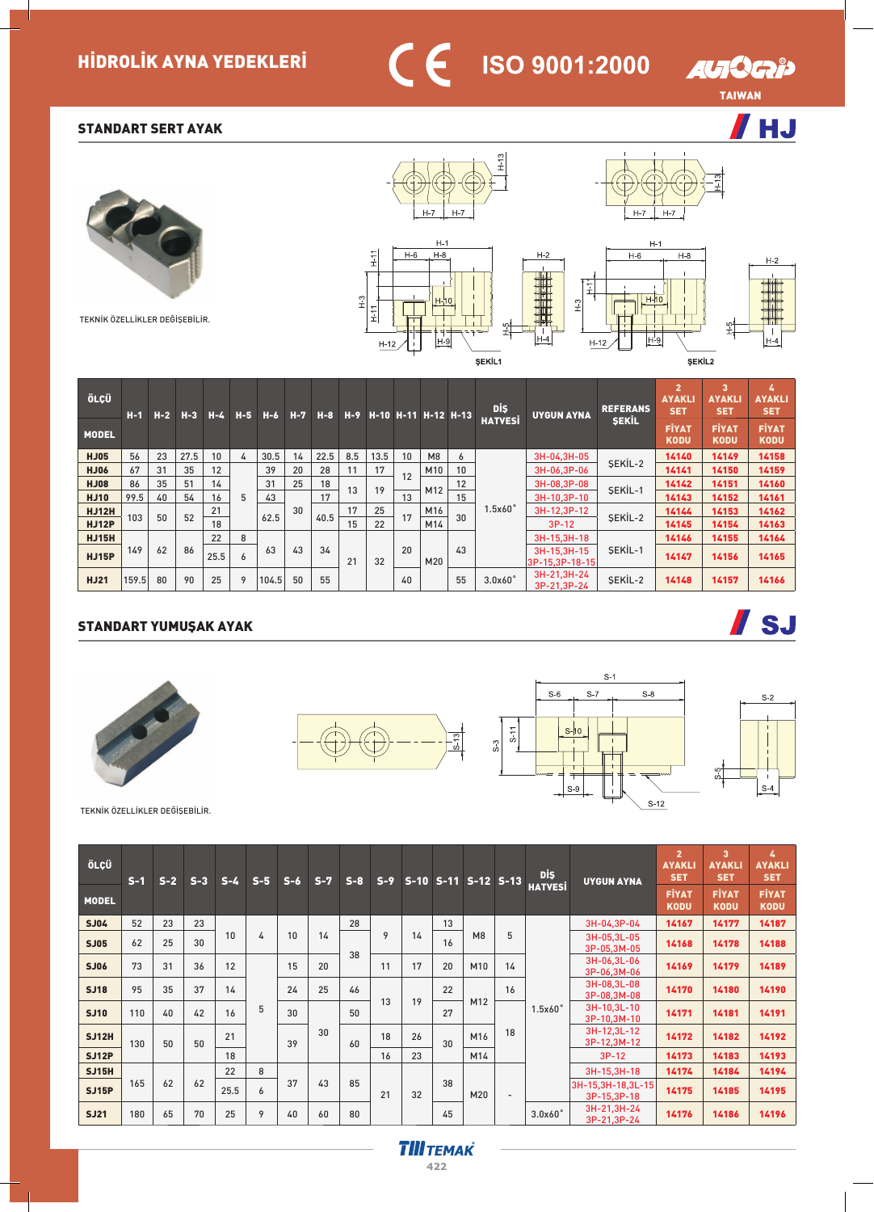# HİDROLİK AYNA YEDEKLERİ

CE ISO 9001:2000 AUTOGRIP TAIWAN

## STANDART SERT AYAK

**HJ**

TEKNİK ÖZELLİKLER DEĞİŞEBİLİR.

H-1, H-2, H-3, H-4, H-5, H-6, H-7, H-8, H-9, H-10, H-11, H-12, H-13

ŞEKİL1

ŞEKİL2

| ÖLÇÜ / MODEL | H-1 | H-2 | H-3 | H-4 | H-5 | H-6 | H-7 | H-8 | H-9 | H-10 | H-11 | H-12 | H-13 | DİŞ HATVESİ | UYGUN AYNA | REFERANS ŞEKİL | 2 AYAKLI SET FİYAT KODU | 3 AYAKLI SET FİYAT KODU | 4 AYAKLI SET FİYAT KODU |
|---|---|---|---|---|---|---|---|---|---|---|---|---|---|---|---|---|---|---|---|
| HJ05 | 56 | 23 | 27.5 | 10 | 4 | 30.5 | 14 | 22.5 | 8.5 | 13.5 | 10 | M8 | 6 | 1.5x60˚ | 3H-04,3H-05 | ŞEKİL-2 | 14140 | 14149 | 14158 |
| HJ06 | 67 | 31 | 35 | 12 | 5 | 39 | 20 | 28 | 11 | 17 | 12 | M10 | 10 | 1.5x60˚ | 3H-06,3P-06 | ŞEKİL-2 | 14141 | 14150 | 14159 |
| HJ08 | 86 | 35 | 51 | 14 | 5 | 31 | 25 | 18 | 13 | 19 | 12 | M12 | 12 | 1.5x60˚ | 3H-08,3P-08 | ŞEKİL-1 | 14142 | 14151 | 14160 |
| HJ10 | 99.5 | 40 | 54 | 16 | 5 | 43 | 25 | 17 | 13 | 19 | 13 | M12 | 15 | 1.5x60˚ | 3H-10,3P-10 | ŞEKİL-1 | 14143 | 14152 | 14161 |
| HJ12H | 103 | 50 | 52 | 21 | 5 | 62.5 | 30 | 40.5 | 17 | 25 | 17 | M16 | 30 | 1.5x60˚ | 3H-12,3P-12 | ŞEKİL-2 | 14144 | 14153 | 14162 |
| HJ12P | 103 | 50 | 52 | 18 | 5 | 62.5 | 30 | 40.5 | 15 | 22 | 17 | M14 | 30 | 1.5x60˚ | 3P-12 | ŞEKİL-2 | 14145 | 14154 | 14163 |
| HJ15H | 149 | 62 | 86 | 22 | 8 | 63 | 43 | 34 | 21 | 32 | 20 | M20 | 43 | 1.5x60˚ | 3H-15,3H-18 | ŞEKİL-1 | 14146 | 14155 | 14164 |
| HJ15P | 149 | 62 | 86 | 25.5 | 6 | 63 | 43 | 34 | 21 | 32 | 20 | M20 | 43 | 1.5x60˚ | 3H-15,3H-15 3P-15,3P-18-15 | ŞEKİL-1 | 14147 | 14156 | 14165 |
| HJ21 | 159.5 | 80 | 90 | 25 | 9 | 104.5 | 50 | 55 | 21 | 32 | 40 | M20 | 55 | 3.0x60˚ | 3H-21,3H-24 3P-21,3P-24 | ŞEKİL-2 | 14148 | 14157 | 14166 |

## STANDART YUMUŞAK AYAK

**SJ**

TEKNİK ÖZELLİKLER DEĞİŞEBİLİR.

S-1, S-2, S-3, S-4, S-5, S-6, S-7, S-8, S-9, S-10, S-11, S-12, S-13

| ÖLÇÜ / MODEL | S-1 | S-2 | S-3 | S-4 | S-5 | S-6 | S-7 | S-8 | S-9 | S-10 | S-11 | S-12 | S-13 | DİŞ HATVESİ | UYGUN AYNA | 2 AYAKLI SET FİYAT KODU | 3 AYAKLI SET FİYAT KODU | 4 AYAKLI SET FİYAT KODU |
|---|---|---|---|---|---|---|---|---|---|---|---|---|---|---|---|---|---|---|
| SJ04 | 52 | 23 | 23 | 10 | 4 | 10 | 14 | 28 | 9 | 14 | 13 | M8 | 5 | 1.5x60˚ | 3H-04,3P-04 | 14167 | 14177 | 14187 |
| SJ05 | 62 | 25 | 30 | 10 | 4 | 10 | 14 | 38 | 9 | 14 | 16 | M8 | 5 | 1.5x60˚ | 3H-05,3L-05 3P-05,3M-05 | 14168 | 14178 | 14188 |
| SJ06 | 73 | 31 | 36 | 12 | 5 | 15 | 20 | 38 | 11 | 17 | 20 | M10 | 14 | 1.5x60˚ | 3H-06,3L-06 3P-06,3M-06 | 14169 | 14179 | 14189 |
| SJ18 | 95 | 35 | 37 | 14 | 5 | 24 | 25 | 46 | 13 | 19 | 22 | M12 | 16 | 1.5x60˚ | 3H-08,3L-08 3P-08,3M-08 | 14170 | 14180 | 14190 |
| SJ10 | 110 | 40 | 42 | 16 | 5 | 30 | 30 | 50 | 13 | 19 | 27 | M12 | 18 | 1.5x60˚ | 3H-10,3L-10 3P-10,3M-10 | 14171 | 14181 | 14191 |
| SJ12H | 130 | 50 | 50 | 21 | 5 | 39 | 30 | 60 | 18 | 26 | 30 | M16 | 18 | 1.5x60˚ | 3H-12,3L-12 3P-12,3M-12 | 14172 | 14182 | 14192 |
| SJ12P | 130 | 50 | 50 | 18 | 5 | 39 | 30 | 60 | 16 | 23 | 30 | M14 | 18 | 1.5x60˚ | 3P-12 | 14173 | 14183 | 14193 |
| SJ15H | 165 | 62 | 62 | 22 | 8 | 37 | 43 | 85 | 21 | 32 | 38 | M20 | - | 1.5x60˚ | 3H-15,3H-18 | 14174 | 14184 | 14194 |
| SJ15P | 165 | 62 | 62 | 25.5 | 6 | 37 | 43 | 85 | 21 | 32 | 38 | M20 | - | 1.5x60˚ | 3H-15,3H-18,3L-15 3P-15,3P-18 | 14175 | 14185 | 14195 |
| SJ21 | 180 | 65 | 70 | 25 | 9 | 40 | 60 | 80 | 21 | 32 | 45 | M20 | - | 3.0x60˚ | 3H-21,3H-24 3P-21,3P-24 | 14176 | 14186 | 14196 |

TEMAK